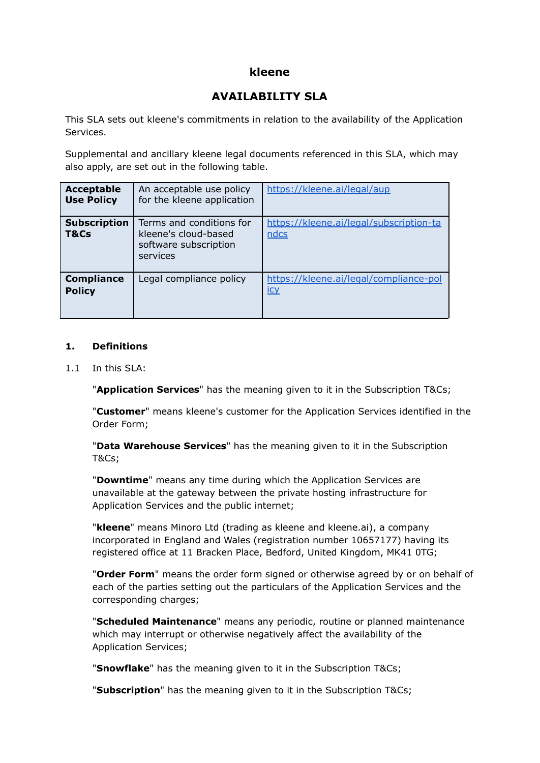# kleene

## AVAILABILITY SLA

This SLA sets out kleene's commitments in relation to the availability of the Application Services.

Supplemental and ancillary kleene legal documents referenced in this SLA, which may also apply, are set out in the following table.

| | | |
|---|---|---|
| **Acceptable Use Policy** | An acceptable use policy for the kleene application | https://kleene.ai/legal/aup |
| **Subscription T&Cs** | Terms and conditions for kleene's cloud-based software subscription services | https://kleene.ai/legal/subscription-tandcs |
| **Compliance Policy** | Legal compliance policy | https://kleene.ai/legal/compliance-policy |

**1. Definitions**

1.1 In this SLA:

"**Application Services**" has the meaning given to it in the Subscription T&Cs;

"**Customer**" means kleene's customer for the Application Services identified in the Order Form;

"**Data Warehouse Services**" has the meaning given to it in the Subscription T&Cs;

"**Downtime**" means any time during which the Application Services are unavailable at the gateway between the private hosting infrastructure for Application Services and the public internet;

"**kleene**" means Minoro Ltd (trading as kleene and kleene.ai), a company incorporated in England and Wales (registration number 10657177) having its registered office at 11 Bracken Place, Bedford, United Kingdom, MK41 0TG;

"**Order Form**" means the order form signed or otherwise agreed by or on behalf of each of the parties setting out the particulars of the Application Services and the corresponding charges;

"**Scheduled Maintenance**" means any periodic, routine or planned maintenance which may interrupt or otherwise negatively affect the availability of the Application Services;

"**Snowflake**" has the meaning given to it in the Subscription T&Cs;

"**Subscription**" has the meaning given to it in the Subscription T&Cs;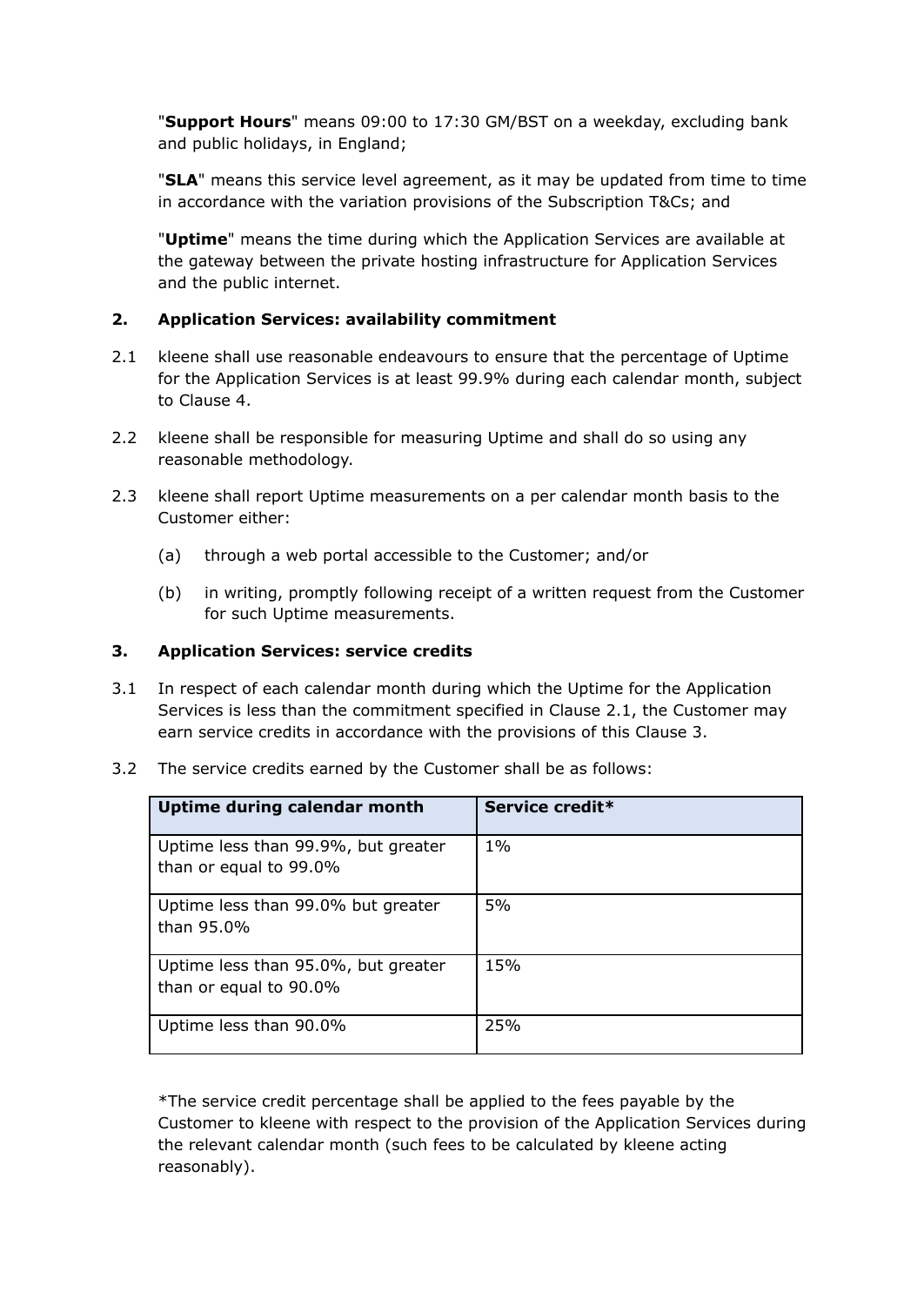"**Support Hours**" means 09:00 to 17:30 GM/BST on a weekday, excluding bank and public holidays, in England;

"**SLA**" means this service level agreement, as it may be updated from time to time in accordance with the variation provisions of the Subscription T&Cs; and

"**Uptime**" means the time during which the Application Services are available at the gateway between the private hosting infrastructure for Application Services and the public internet.

**2. Application Services: availability commitment**

2.1 kleene shall use reasonable endeavours to ensure that the percentage of Uptime for the Application Services is at least 99.9% during each calendar month, subject to Clause 4.

2.2 kleene shall be responsible for measuring Uptime and shall do so using any reasonable methodology.

2.3 kleene shall report Uptime measurements on a per calendar month basis to the Customer either:

(a) through a web portal accessible to the Customer; and/or

(b) in writing, promptly following receipt of a written request from the Customer for such Uptime measurements.

**3. Application Services: service credits**

3.1 In respect of each calendar month during which the Uptime for the Application Services is less than the commitment specified in Clause 2.1, the Customer may earn service credits in accordance with the provisions of this Clause 3.

3.2 The service credits earned by the Customer shall be as follows:

| Uptime during calendar month | Service credit* |
| --- | --- |
| Uptime less than 99.9%, but greater than or equal to 99.0% | 1% |
| Uptime less than 99.0% but greater than 95.0% | 5% |
| Uptime less than 95.0%, but greater than or equal to 90.0% | 15% |
| Uptime less than 90.0% | 25% |

*The service credit percentage shall be applied to the fees payable by the Customer to kleene with respect to the provision of the Application Services during the relevant calendar month (such fees to be calculated by kleene acting reasonably).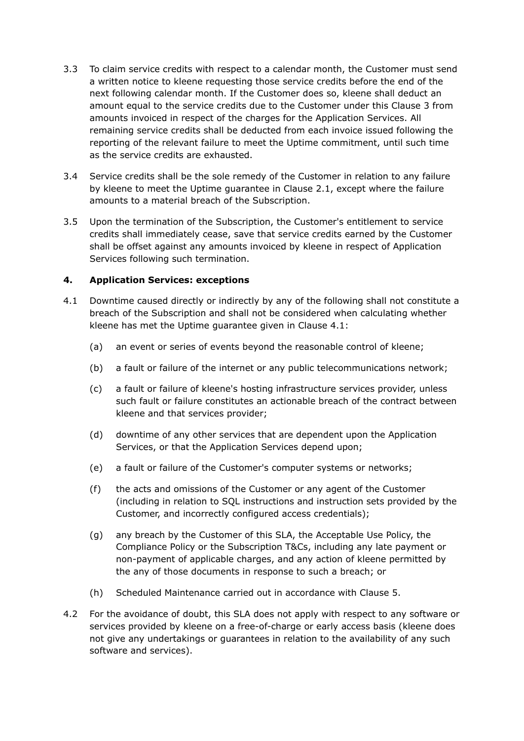3.3 To claim service credits with respect to a calendar month, the Customer must send a written notice to kleene requesting those service credits before the end of the next following calendar month. If the Customer does so, kleene shall deduct an amount equal to the service credits due to the Customer under this Clause 3 from amounts invoiced in respect of the charges for the Application Services. All remaining service credits shall be deducted from each invoice issued following the reporting of the relevant failure to meet the Uptime commitment, until such time as the service credits are exhausted.

3.4 Service credits shall be the sole remedy of the Customer in relation to any failure by kleene to meet the Uptime guarantee in Clause 2.1, except where the failure amounts to a material breach of the Subscription.

3.5 Upon the termination of the Subscription, the Customer's entitlement to service credits shall immediately cease, save that service credits earned by the Customer shall be offset against any amounts invoiced by kleene in respect of Application Services following such termination.

## 4. Application Services: exceptions

4.1 Downtime caused directly or indirectly by any of the following shall not constitute a breach of the Subscription and shall not be considered when calculating whether kleene has met the Uptime guarantee given in Clause 4.1:

(a) an event or series of events beyond the reasonable control of kleene;

(b) a fault or failure of the internet or any public telecommunications network;

(c) a fault or failure of kleene's hosting infrastructure services provider, unless such fault or failure constitutes an actionable breach of the contract between kleene and that services provider;

(d) downtime of any other services that are dependent upon the Application Services, or that the Application Services depend upon;

(e) a fault or failure of the Customer's computer systems or networks;

(f) the acts and omissions of the Customer or any agent of the Customer (including in relation to SQL instructions and instruction sets provided by the Customer, and incorrectly configured access credentials);

(g) any breach by the Customer of this SLA, the Acceptable Use Policy, the Compliance Policy or the Subscription T&Cs, including any late payment or non-payment of applicable charges, and any action of kleene permitted by the any of those documents in response to such a breach; or

(h) Scheduled Maintenance carried out in accordance with Clause 5.

4.2 For the avoidance of doubt, this SLA does not apply with respect to any software or services provided by kleene on a free-of-charge or early access basis (kleene does not give any undertakings or guarantees in relation to the availability of any such software and services).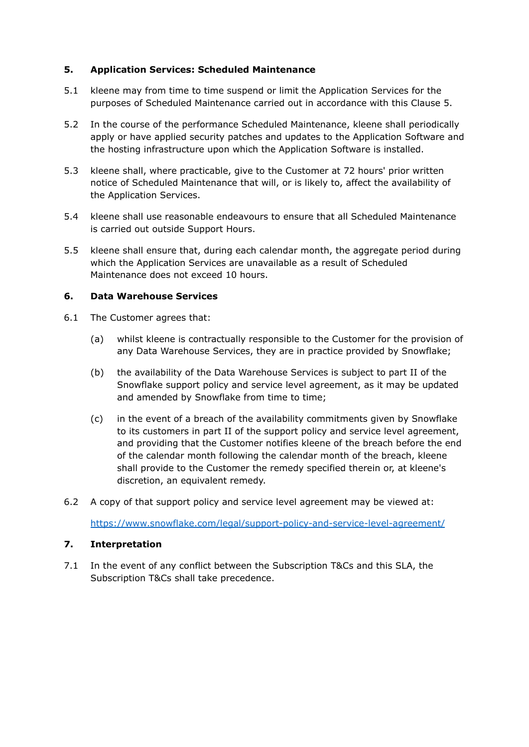## 5. Application Services: Scheduled Maintenance

5.1 kleene may from time to time suspend or limit the Application Services for the purposes of Scheduled Maintenance carried out in accordance with this Clause 5.

5.2 In the course of the performance Scheduled Maintenance, kleene shall periodically apply or have applied security patches and updates to the Application Software and the hosting infrastructure upon which the Application Software is installed.

5.3 kleene shall, where practicable, give to the Customer at 72 hours' prior written notice of Scheduled Maintenance that will, or is likely to, affect the availability of the Application Services.

5.4 kleene shall use reasonable endeavours to ensure that all Scheduled Maintenance is carried out outside Support Hours.

5.5 kleene shall ensure that, during each calendar month, the aggregate period during which the Application Services are unavailable as a result of Scheduled Maintenance does not exceed 10 hours.

## 6. Data Warehouse Services

6.1 The Customer agrees that:

(a) whilst kleene is contractually responsible to the Customer for the provision of any Data Warehouse Services, they are in practice provided by Snowflake;

(b) the availability of the Data Warehouse Services is subject to part II of the Snowflake support policy and service level agreement, as it may be updated and amended by Snowflake from time to time;

(c) in the event of a breach of the availability commitments given by Snowflake to its customers in part II of the support policy and service level agreement, and providing that the Customer notifies kleene of the breach before the end of the calendar month following the calendar month of the breach, kleene shall provide to the Customer the remedy specified therein or, at kleene's discretion, an equivalent remedy.

6.2 A copy of that support policy and service level agreement may be viewed at:

[https://www.snowflake.com/legal/support-policy-and-service-level-agreement/](https://www.snowflake.com/legal/support-policy-and-service-level-agreement/)

## 7. Interpretation

7.1 In the event of any conflict between the Subscription T&Cs and this SLA, the Subscription T&Cs shall take precedence.